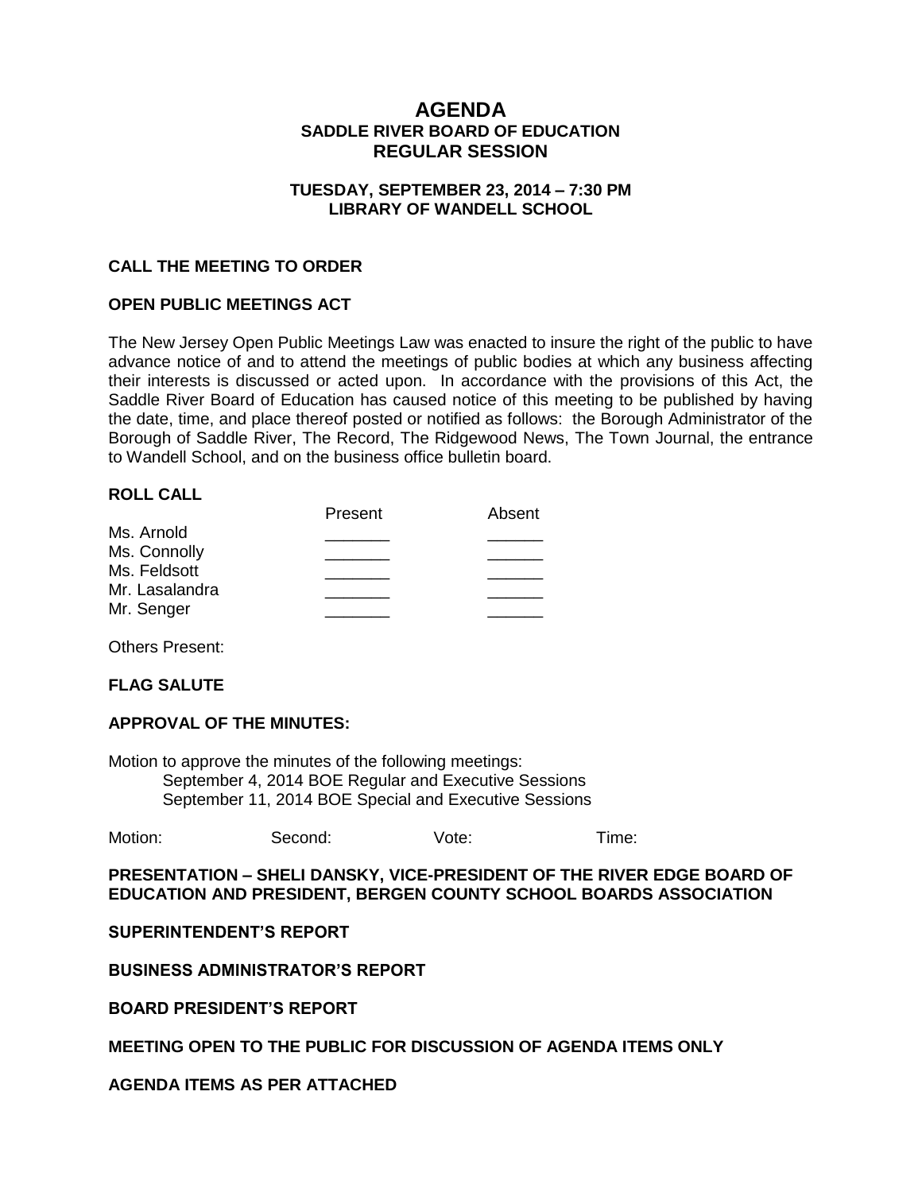# AGENDA
## SADDLE RIVER BOARD OF EDUCATION
## REGULAR SESSION

**TUESDAY, SEPTEMBER 23, 2014 – 7:30 PM**
**LIBRARY OF WANDELL SCHOOL**

**CALL THE MEETING TO ORDER**

**OPEN PUBLIC MEETINGS ACT**

The New Jersey Open Public Meetings Law was enacted to insure the right of the public to have advance notice of and to attend the meetings of public bodies at which any business affecting their interests is discussed or acted upon. In accordance with the provisions of this Act, the Saddle River Board of Education has caused notice of this meeting to be published by having the date, time, and place thereof posted or notified as follows: the Borough Administrator of the Borough of Saddle River, The Record, The Ridgewood News, The Town Journal, the entrance to Wandell School, and on the business office bulletin board.

**ROLL CALL**

| | Present | Absent |
|---|---|---|
| Ms. Arnold | _______ | ______ |
| Ms. Connolly | _______ | ______ |
| Ms. Feldsott | _______ | ______ |
| Mr. Lasalandra | _______ | ______ |
| Mr. Senger | _______ | ______ |

Others Present:

**FLAG SALUTE**

**APPROVAL OF THE MINUTES:**

Motion to approve the minutes of the following meetings:
September 4, 2014 BOE Regular and Executive Sessions
September 11, 2014 BOE Special and Executive Sessions

Motion: Second: Vote: Time:

**PRESENTATION – SHELI DANSKY, VICE-PRESIDENT OF THE RIVER EDGE BOARD OF EDUCATION AND PRESIDENT, BERGEN COUNTY SCHOOL BOARDS ASSOCIATION**

**SUPERINTENDENT'S REPORT**

**BUSINESS ADMINISTRATOR'S REPORT**

**BOARD PRESIDENT'S REPORT**

**MEETING OPEN TO THE PUBLIC FOR DISCUSSION OF AGENDA ITEMS ONLY**

**AGENDA ITEMS AS PER ATTACHED**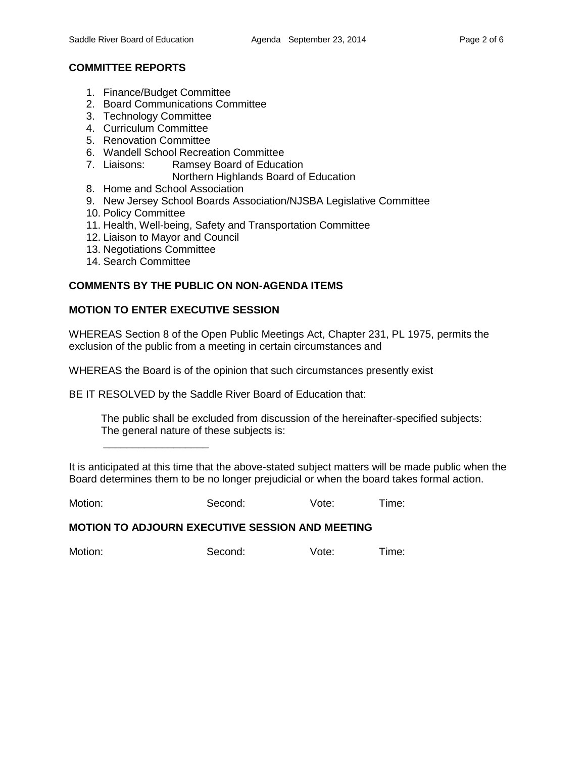## COMMITTEE REPORTS

1. Finance/Budget Committee
2. Board Communications Committee
3. Technology Committee
4. Curriculum Committee
5. Renovation Committee
6. Wandell School Recreation Committee
7. Liaisons: Ramsey Board of Education
   Northern Highlands Board of Education
8. Home and School Association
9. New Jersey School Boards Association/NJSBA Legislative Committee
10. Policy Committee
11. Health, Well-being, Safety and Transportation Committee
12. Liaison to Mayor and Council
13. Negotiations Committee
14. Search Committee

## COMMENTS BY THE PUBLIC ON NON-AGENDA ITEMS

## MOTION TO ENTER EXECUTIVE SESSION

WHEREAS Section 8 of the Open Public Meetings Act, Chapter 231, PL 1975, permits the exclusion of the public from a meeting in certain circumstances and

WHEREAS the Board is of the opinion that such circumstances presently exist

BE IT RESOLVED by the Saddle River Board of Education that:

> The public shall be excluded from discussion of the hereinafter-specified subjects:
> The general nature of these subjects is:
>
> __________________

It is anticipated at this time that the above-stated subject matters will be made public when the Board determines them to be no longer prejudicial or when the board takes formal action.

Motion: Second: Vote: Time:

## MOTION TO ADJOURN EXECUTIVE SESSION AND MEETING

Motion: Second: Vote: Time: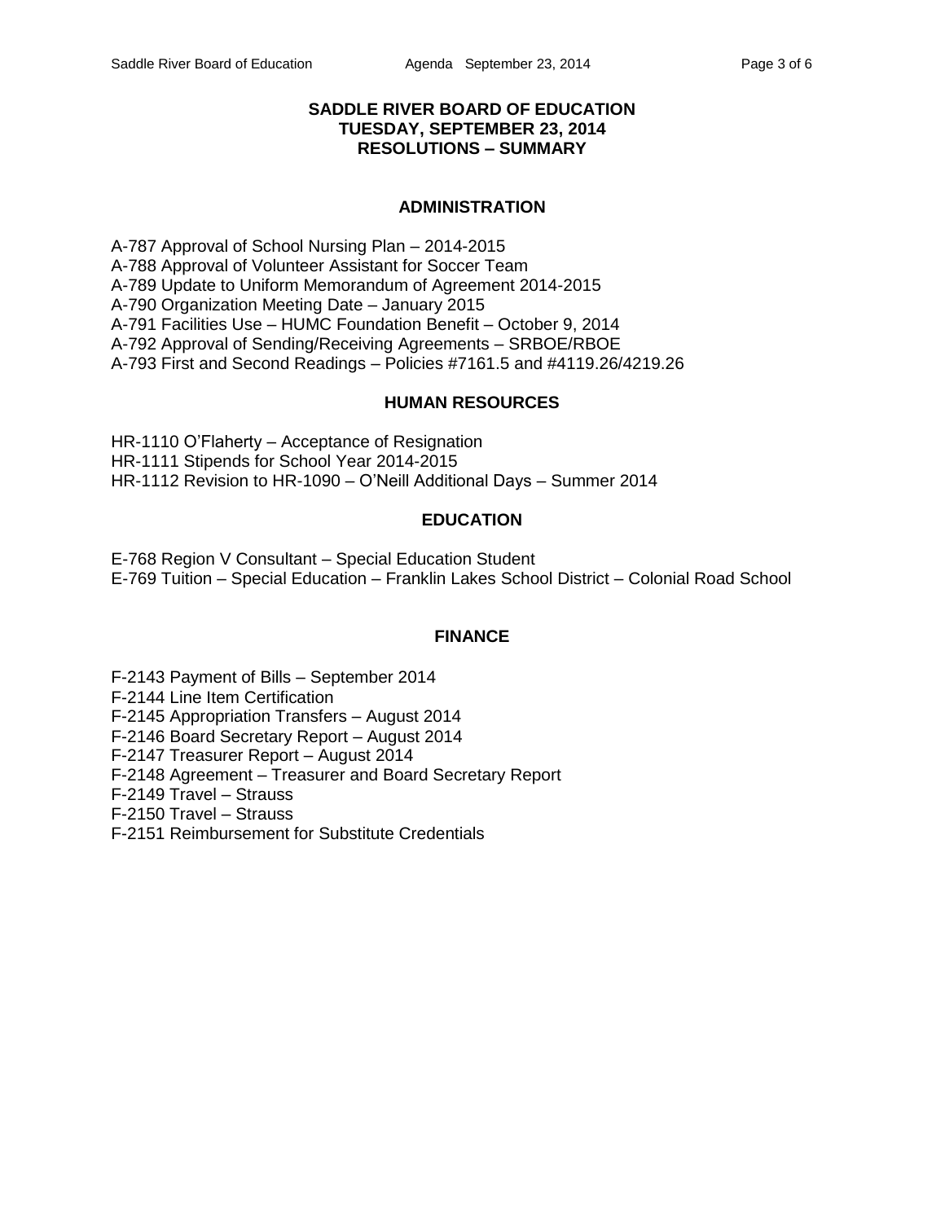# SADDLE RIVER BOARD OF EDUCATION
## TUESDAY, SEPTEMBER 23, 2014
## RESOLUTIONS – SUMMARY

### ADMINISTRATION

A-787 Approval of School Nursing Plan – 2014-2015
A-788 Approval of Volunteer Assistant for Soccer Team
A-789 Update to Uniform Memorandum of Agreement 2014-2015
A-790 Organization Meeting Date – January 2015
A-791 Facilities Use – HUMC Foundation Benefit – October 9, 2014
A-792 Approval of Sending/Receiving Agreements – SRBOE/RBOE
A-793 First and Second Readings – Policies #7161.5 and #4119.26/4219.26

### HUMAN RESOURCES

HR-1110 O'Flaherty – Acceptance of Resignation
HR-1111 Stipends for School Year 2014-2015
HR-1112 Revision to HR-1090 – O'Neill Additional Days – Summer 2014

### EDUCATION

E-768 Region V Consultant – Special Education Student
E-769 Tuition – Special Education – Franklin Lakes School District – Colonial Road School

### FINANCE

F-2143 Payment of Bills – September 2014
F-2144 Line Item Certification
F-2145 Appropriation Transfers – August 2014
F-2146 Board Secretary Report – August 2014
F-2147 Treasurer Report – August 2014
F-2148 Agreement – Treasurer and Board Secretary Report
F-2149 Travel – Strauss
F-2150 Travel – Strauss
F-2151 Reimbursement for Substitute Credentials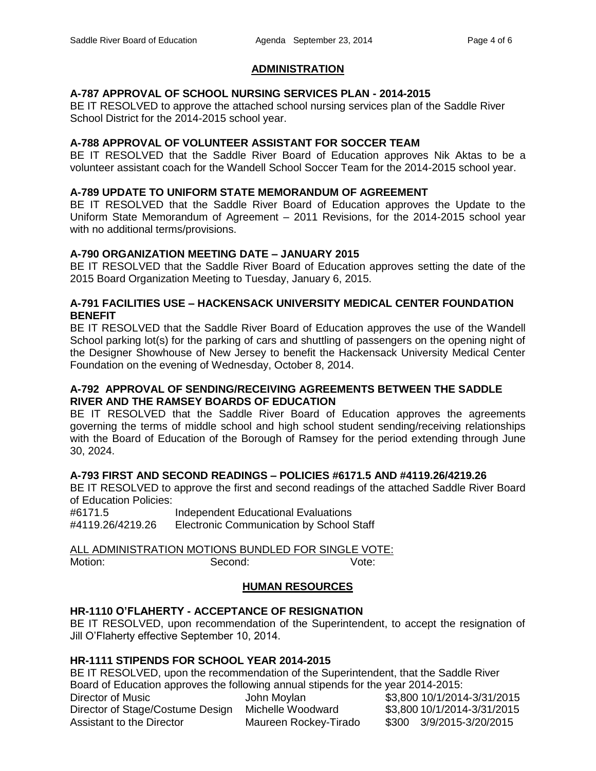## ADMINISTRATION

### A-787 APPROVAL OF SCHOOL NURSING SERVICES PLAN - 2014-2015

BE IT RESOLVED to approve the attached school nursing services plan of the Saddle River School District for the 2014-2015 school year.

### A-788 APPROVAL OF VOLUNTEER ASSISTANT FOR SOCCER TEAM

BE IT RESOLVED that the Saddle River Board of Education approves Nik Aktas to be a volunteer assistant coach for the Wandell School Soccer Team for the 2014-2015 school year.

### A-789 UPDATE TO UNIFORM STATE MEMORANDUM OF AGREEMENT

BE IT RESOLVED that the Saddle River Board of Education approves the Update to the Uniform State Memorandum of Agreement – 2011 Revisions, for the 2014-2015 school year with no additional terms/provisions.

### A-790 ORGANIZATION MEETING DATE – JANUARY 2015

BE IT RESOLVED that the Saddle River Board of Education approves setting the date of the 2015 Board Organization Meeting to Tuesday, January 6, 2015.

### A-791 FACILITIES USE – HACKENSACK UNIVERSITY MEDICAL CENTER FOUNDATION BENEFIT

BE IT RESOLVED that the Saddle River Board of Education approves the use of the Wandell School parking lot(s) for the parking of cars and shuttling of passengers on the opening night of the Designer Showhouse of New Jersey to benefit the Hackensack University Medical Center Foundation on the evening of Wednesday, October 8, 2014.

### A-792 APPROVAL OF SENDING/RECEIVING AGREEMENTS BETWEEN THE SADDLE RIVER AND THE RAMSEY BOARDS OF EDUCATION

BE IT RESOLVED that the Saddle River Board of Education approves the agreements governing the terms of middle school and high school student sending/receiving relationships with the Board of Education of the Borough of Ramsey for the period extending through June 30, 2024.

### A-793 FIRST AND SECOND READINGS – POLICIES #6171.5 AND #4119.26/4219.26

BE IT RESOLVED to approve the first and second readings of the attached Saddle River Board of Education Policies:

| | |
|---|---|
| #6171.5 | Independent Educational Evaluations |
| #4119.26/4219.26 | Electronic Communication by School Staff |

ALL ADMINISTRATION MOTIONS BUNDLED FOR SINGLE VOTE:

Motion: Second: Vote:

## HUMAN RESOURCES

### HR-1110 O'FLAHERTY - ACCEPTANCE OF RESIGNATION

BE IT RESOLVED, upon recommendation of the Superintendent, to accept the resignation of Jill O'Flaherty effective September 10, 2014.

### HR-1111 STIPENDS FOR SCHOOL YEAR 2014-2015

BE IT RESOLVED, upon the recommendation of the Superintendent, that the Saddle River Board of Education approves the following annual stipends for the year 2014-2015:

| | | | |
|---|---|---|---|
| Director of Music | John Moylan | $3,800 | 10/1/2014-3/31/2015 |
| Director of Stage/Costume Design | Michelle Woodward | $3,800 | 10/1/2014-3/31/2015 |
| Assistant to the Director | Maureen Rockey-Tirado | $300 | 3/9/2015-3/20/2015 |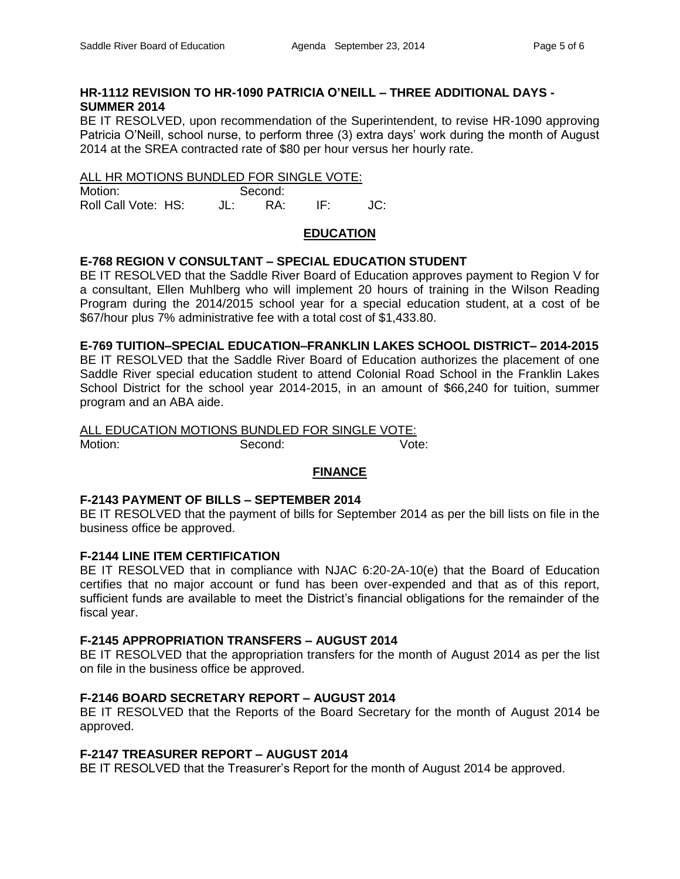**HR-1112 REVISION TO HR-1090 PATRICIA O'NEILL – THREE ADDITIONAL DAYS - SUMMER 2014**

BE IT RESOLVED, upon recommendation of the Superintendent, to revise HR-1090 approving Patricia O'Neill, school nurse, to perform three (3) extra days' work during the month of August 2014 at the SREA contracted rate of $80 per hour versus her hourly rate.

ALL HR MOTIONS BUNDLED FOR SINGLE VOTE:

Motion: Second:

Roll Call Vote: HS: JL: RA: IF: JC:

## EDUCATION

**E-768 REGION V CONSULTANT – SPECIAL EDUCATION STUDENT**

BE IT RESOLVED that the Saddle River Board of Education approves payment to Region V for a consultant, Ellen Muhlberg who will implement 20 hours of training in the Wilson Reading Program during the 2014/2015 school year for a special education student, at a cost of be $67/hour plus 7% administrative fee with a total cost of $1,433.80.

**E-769 TUITION–SPECIAL EDUCATION–FRANKLIN LAKES SCHOOL DISTRICT– 2014-2015**

BE IT RESOLVED that the Saddle River Board of Education authorizes the placement of one Saddle River special education student to attend Colonial Road School in the Franklin Lakes School District for the school year 2014-2015, in an amount of $66,240 for tuition, summer program and an ABA aide.

ALL EDUCATION MOTIONS BUNDLED FOR SINGLE VOTE:

Motion: Second: Vote:

## FINANCE

**F-2143 PAYMENT OF BILLS – SEPTEMBER 2014**

BE IT RESOLVED that the payment of bills for September 2014 as per the bill lists on file in the business office be approved.

**F-2144 LINE ITEM CERTIFICATION**

BE IT RESOLVED that in compliance with NJAC 6:20-2A-10(e) that the Board of Education certifies that no major account or fund has been over-expended and that as of this report, sufficient funds are available to meet the District's financial obligations for the remainder of the fiscal year.

**F-2145 APPROPRIATION TRANSFERS – AUGUST 2014**

BE IT RESOLVED that the appropriation transfers for the month of August 2014 as per the list on file in the business office be approved.

**F-2146 BOARD SECRETARY REPORT – AUGUST 2014**

BE IT RESOLVED that the Reports of the Board Secretary for the month of August 2014 be approved.

**F-2147 TREASURER REPORT – AUGUST 2014**

BE IT RESOLVED that the Treasurer's Report for the month of August 2014 be approved.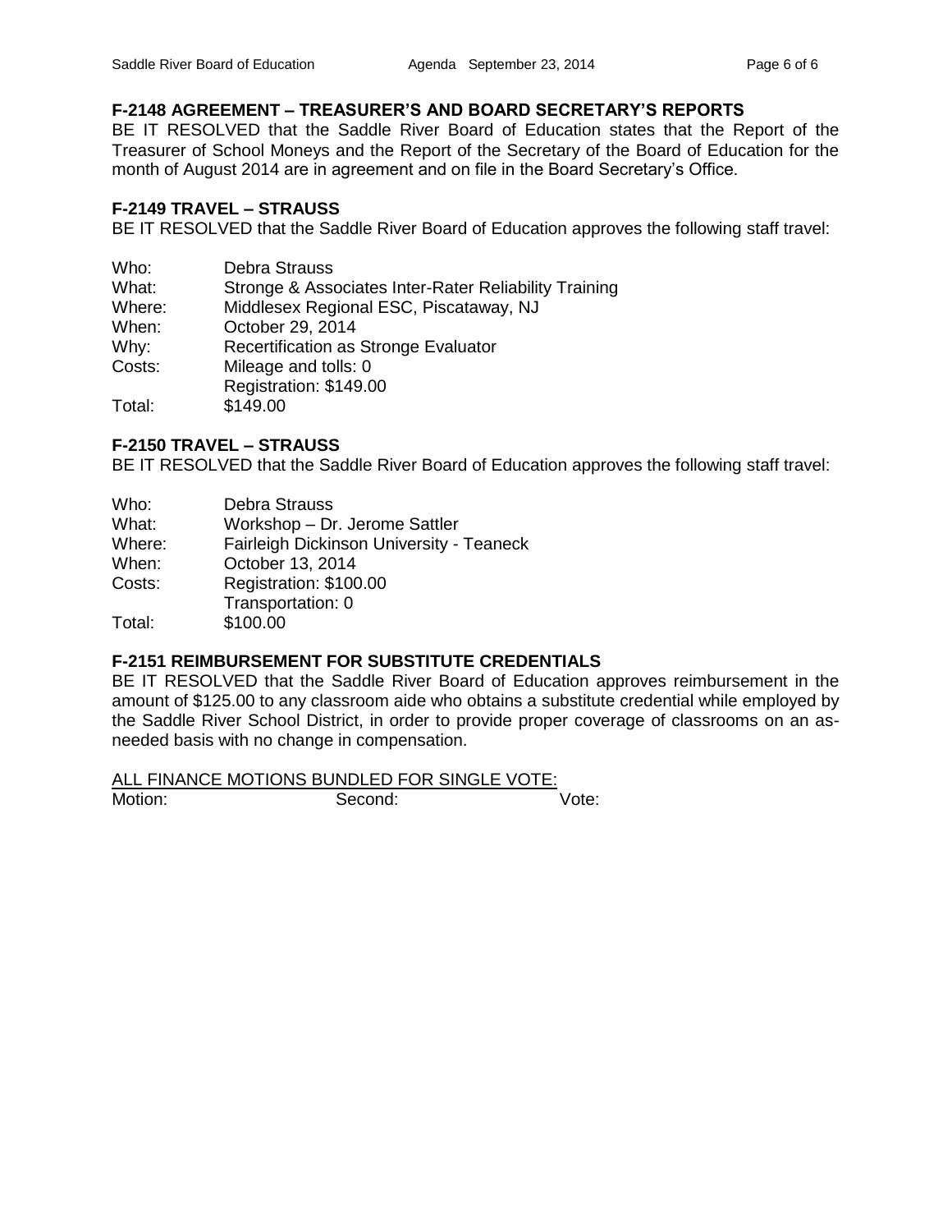**F-2148 AGREEMENT – TREASURER'S AND BOARD SECRETARY'S REPORTS**

BE IT RESOLVED that the Saddle River Board of Education states that the Report of the Treasurer of School Moneys and the Report of the Secretary of the Board of Education for the month of August 2014 are in agreement and on file in the Board Secretary's Office.

**F-2149 TRAVEL – STRAUSS**

BE IT RESOLVED that the Saddle River Board of Education approves the following staff travel:

| | |
|---|---|
| Who: | Debra Strauss |
| What: | Stronge & Associates Inter-Rater Reliability Training |
| Where: | Middlesex Regional ESC, Piscataway, NJ |
| When: | October 29, 2014 |
| Why: | Recertification as Stronge Evaluator |
| Costs: | Mileage and tolls: 0 |
| | Registration: $149.00 |
| Total: | $149.00 |

**F-2150 TRAVEL – STRAUSS**

BE IT RESOLVED that the Saddle River Board of Education approves the following staff travel:

| | |
|---|---|
| Who: | Debra Strauss |
| What: | Workshop – Dr. Jerome Sattler |
| Where: | Fairleigh Dickinson University - Teaneck |
| When: | October 13, 2014 |
| Costs: | Registration: $100.00 |
| | Transportation: 0 |
| Total: | $100.00 |

**F-2151 REIMBURSEMENT FOR SUBSTITUTE CREDENTIALS**

BE IT RESOLVED that the Saddle River Board of Education approves reimbursement in the amount of $125.00 to any classroom aide who obtains a substitute credential while employed by the Saddle River School District, in order to provide proper coverage of classrooms on an as-needed basis with no change in compensation.

<u>ALL FINANCE MOTIONS BUNDLED FOR SINGLE VOTE:</u>

Motion: Second: Vote: